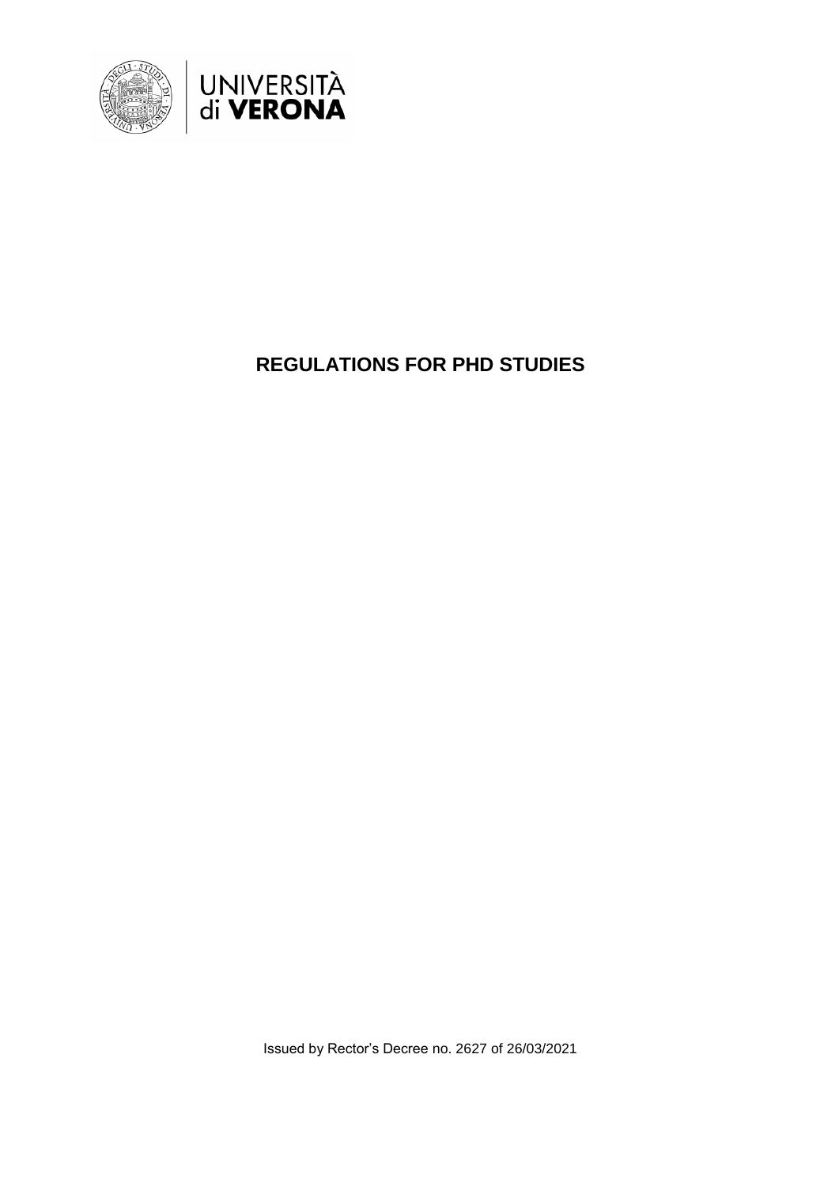UNIVERSITÀ di VERONA

# REGULATIONS FOR PHD STUDIES

Issued by Rector's Decree no. 2627 of 26/03/2021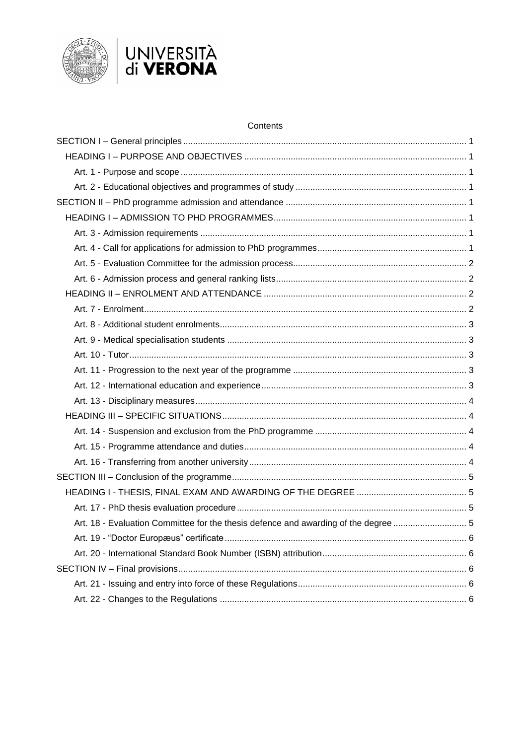Contents

SECTION I – General principles ............................................................ 1
- HEADING I – PURPOSE AND OBJECTIVES ............................................................ 1
  - Art. 1 - Purpose and scope ............................................................ 1
  - Art. 2 - Educational objectives and programmes of study ............................................................ 1

SECTION II – PhD programme admission and attendance ............................................................ 1
- HEADING I – ADMISSION TO PHD PROGRAMMES ............................................................ 1
  - Art. 3 - Admission requirements ............................................................ 1
  - Art. 4 - Call for applications for admission to PhD programmes ............................................................ 1
  - Art. 5 - Evaluation Committee for the admission process ............................................................ 2
  - Art. 6 - Admission process and general ranking lists ............................................................ 2
- HEADING II – ENROLMENT AND ATTENDANCE ............................................................ 2
  - Art. 7 - Enrolment ............................................................ 2
  - Art. 8 - Additional student enrolments ............................................................ 3
  - Art. 9 - Medical specialisation students ............................................................ 3
  - Art. 10 - Tutor ............................................................ 3
  - Art. 11 - Progression to the next year of the programme ............................................................ 3
  - Art. 12 - International education and experience ............................................................ 3
  - Art. 13 - Disciplinary measures ............................................................ 4
- HEADING III – SPECIFIC SITUATIONS ............................................................ 4
  - Art. 14 - Suspension and exclusion from the PhD programme ............................................................ 4
  - Art. 15 - Programme attendance and duties ............................................................ 4
  - Art. 16 - Transferring from another university ............................................................ 4

SECTION III – Conclusion of the programme ............................................................ 5
- HEADING I - THESIS, FINAL EXAM AND AWARDING OF THE DEGREE ............................................................ 5
  - Art. 17 - PhD thesis evaluation procedure ............................................................ 5
  - Art. 18 - Evaluation Committee for the thesis defence and awarding of the degree ............................................................ 5
  - Art. 19 - "Doctor Europæus" certificate ............................................................ 6
  - Art. 20 - International Standard Book Number (ISBN) attribution ............................................................ 6

SECTION IV – Final provisions ............................................................ 6
  - Art. 21 - Issuing and entry into force of these Regulations ............................................................ 6
  - Art. 22 - Changes to the Regulations ............................................................ 6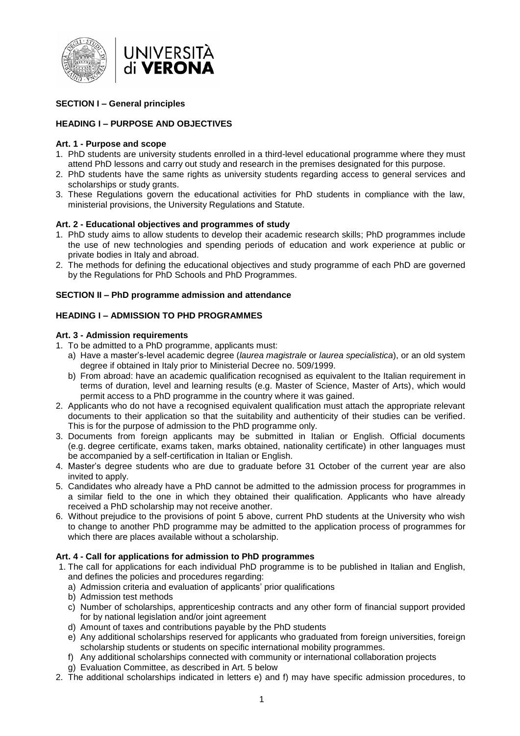## SECTION I – General principles

### HEADING I – PURPOSE AND OBJECTIVES

**Art. 1 - Purpose and scope**

1. PhD students are university students enrolled in a third-level educational programme where they must attend PhD lessons and carry out study and research in the premises designated for this purpose.
2. PhD students have the same rights as university students regarding access to general services and scholarships or study grants.
3. These Regulations govern the educational activities for PhD students in compliance with the law, ministerial provisions, the University Regulations and Statute.

**Art. 2 - Educational objectives and programmes of study**

1. PhD study aims to allow students to develop their academic research skills; PhD programmes include the use of new technologies and spending periods of education and work experience at public or private bodies in Italy and abroad.
2. The methods for defining the educational objectives and study programme of each PhD are governed by the Regulations for PhD Schools and PhD Programmes.

## SECTION II – PhD programme admission and attendance

### HEADING I – ADMISSION TO PHD PROGRAMMES

**Art. 3 - Admission requirements**

1. To be admitted to a PhD programme, applicants must:
   a) Have a master's-level academic degree (*laurea magistrale* or *laurea specialistica*), or an old system degree if obtained in Italy prior to Ministerial Decree no. 509/1999.
   b) From abroad: have an academic qualification recognised as equivalent to the Italian requirement in terms of duration, level and learning results (e.g. Master of Science, Master of Arts), which would permit access to a PhD programme in the country where it was gained.
2. Applicants who do not have a recognised equivalent qualification must attach the appropriate relevant documents to their application so that the suitability and authenticity of their studies can be verified. This is for the purpose of admission to the PhD programme only.
3. Documents from foreign applicants may be submitted in Italian or English. Official documents (e.g. degree certificate, exams taken, marks obtained, nationality certificate) in other languages must be accompanied by a self-certification in Italian or English.
4. Master's degree students who are due to graduate before 31 October of the current year are also invited to apply.
5. Candidates who already have a PhD cannot be admitted to the admission process for programmes in a similar field to the one in which they obtained their qualification. Applicants who have already received a PhD scholarship may not receive another.
6. Without prejudice to the provisions of point 5 above, current PhD students at the University who wish to change to another PhD programme may be admitted to the application process of programmes for which there are places available without a scholarship.

**Art. 4 - Call for applications for admission to PhD programmes**

1. The call for applications for each individual PhD programme is to be published in Italian and English, and defines the policies and procedures regarding:
   a) Admission criteria and evaluation of applicants' prior qualifications
   b) Admission test methods
   c) Number of scholarships, apprenticeship contracts and any other form of financial support provided for by national legislation and/or joint agreement
   d) Amount of taxes and contributions payable by the PhD students
   e) Any additional scholarships reserved for applicants who graduated from foreign universities, foreign scholarship students or students on specific international mobility programmes.
   f) Any additional scholarships connected with community or international collaboration projects
   g) Evaluation Committee, as described in Art. 5 below
2. The additional scholarships indicated in letters e) and f) may have specific admission procedures, to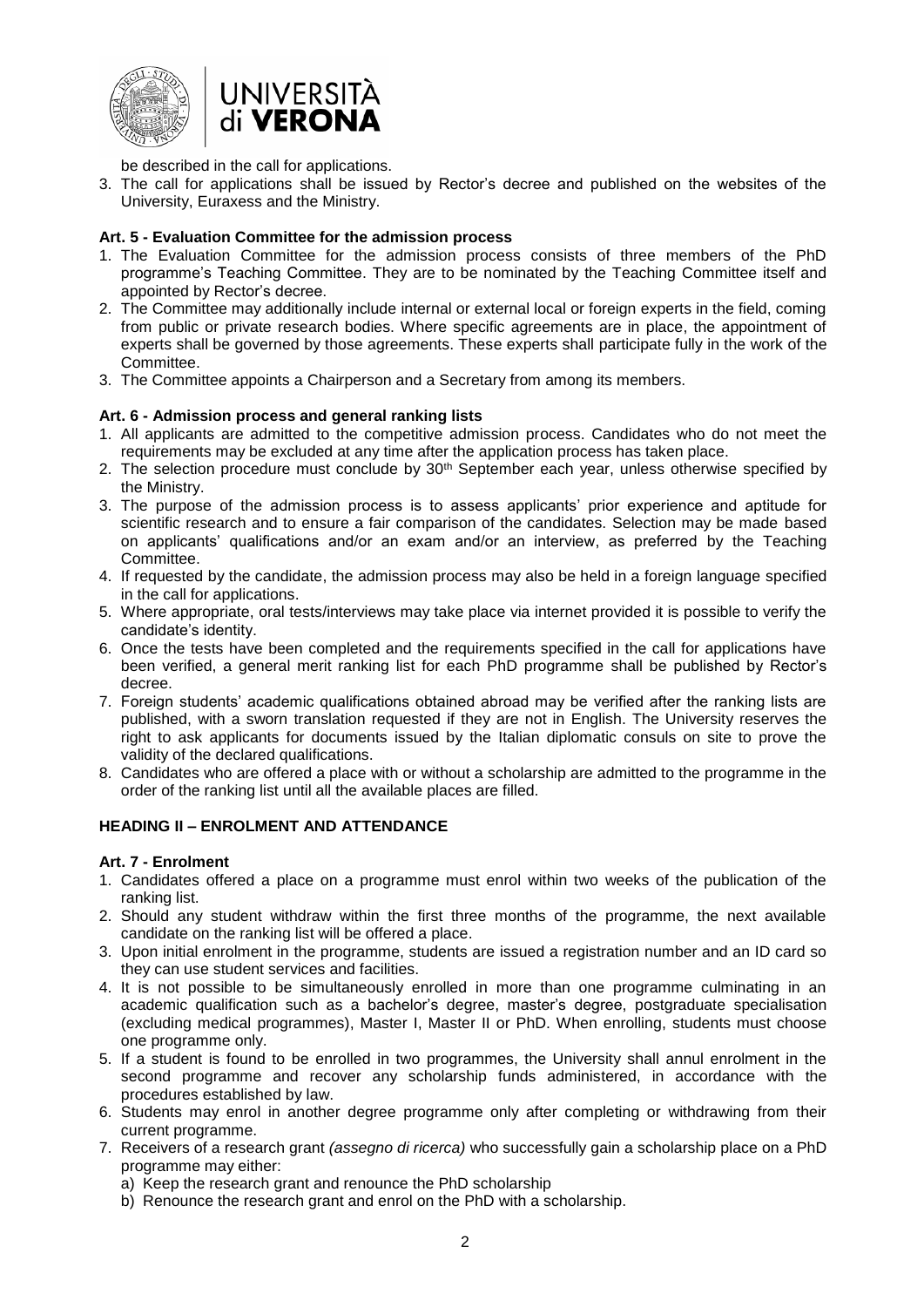be described in the call for applications.

3. The call for applications shall be issued by Rector's decree and published on the websites of the University, Euraxess and the Ministry.

**Art. 5 - Evaluation Committee for the admission process**

1. The Evaluation Committee for the admission process consists of three members of the PhD programme's Teaching Committee. They are to be nominated by the Teaching Committee itself and appointed by Rector's decree.
2. The Committee may additionally include internal or external local or foreign experts in the field, coming from public or private research bodies. Where specific agreements are in place, the appointment of experts shall be governed by those agreements. These experts shall participate fully in the work of the Committee.
3. The Committee appoints a Chairperson and a Secretary from among its members.

**Art. 6 - Admission process and general ranking lists**

1. All applicants are admitted to the competitive admission process. Candidates who do not meet the requirements may be excluded at any time after the application process has taken place.
2. The selection procedure must conclude by 30th September each year, unless otherwise specified by the Ministry.
3. The purpose of the admission process is to assess applicants' prior experience and aptitude for scientific research and to ensure a fair comparison of the candidates. Selection may be made based on applicants' qualifications and/or an exam and/or an interview, as preferred by the Teaching Committee.
4. If requested by the candidate, the admission process may also be held in a foreign language specified in the call for applications.
5. Where appropriate, oral tests/interviews may take place via internet provided it is possible to verify the candidate's identity.
6. Once the tests have been completed and the requirements specified in the call for applications have been verified, a general merit ranking list for each PhD programme shall be published by Rector's decree.
7. Foreign students' academic qualifications obtained abroad may be verified after the ranking lists are published, with a sworn translation requested if they are not in English. The University reserves the right to ask applicants for documents issued by the Italian diplomatic consuls on site to prove the validity of the declared qualifications.
8. Candidates who are offered a place with or without a scholarship are admitted to the programme in the order of the ranking list until all the available places are filled.

## HEADING II – ENROLMENT AND ATTENDANCE

**Art. 7 - Enrolment**

1. Candidates offered a place on a programme must enrol within two weeks of the publication of the ranking list.
2. Should any student withdraw within the first three months of the programme, the next available candidate on the ranking list will be offered a place.
3. Upon initial enrolment in the programme, students are issued a registration number and an ID card so they can use student services and facilities.
4. It is not possible to be simultaneously enrolled in more than one programme culminating in an academic qualification such as a bachelor's degree, master's degree, postgraduate specialisation (excluding medical programmes), Master I, Master II or PhD. When enrolling, students must choose one programme only.
5. If a student is found to be enrolled in two programmes, the University shall annul enrolment in the second programme and recover any scholarship funds administered, in accordance with the procedures established by law.
6. Students may enrol in another degree programme only after completing or withdrawing from their current programme.
7. Receivers of a research grant *(assegno di ricerca)* who successfully gain a scholarship place on a PhD programme may either:
   a) Keep the research grant and renounce the PhD scholarship
   b) Renounce the research grant and enrol on the PhD with a scholarship.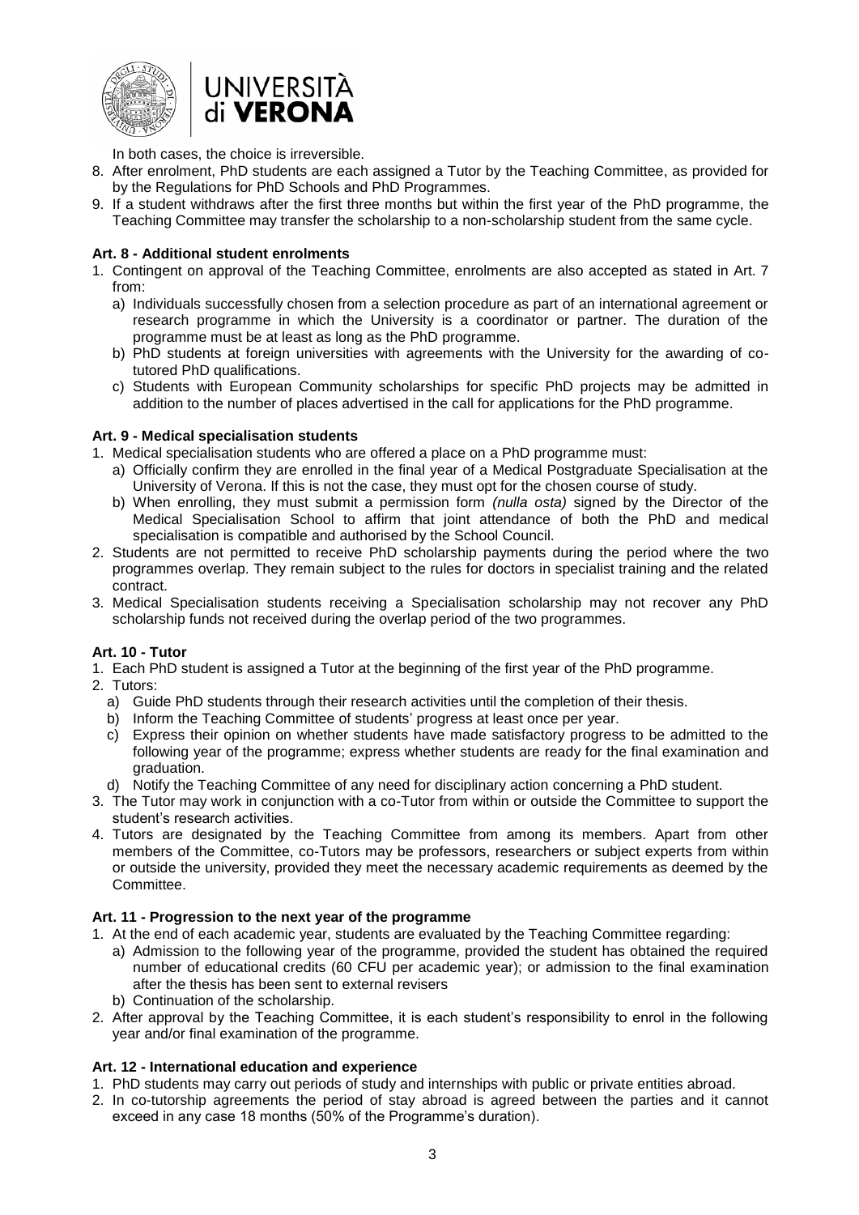In both cases, the choice is irreversible.

8. After enrolment, PhD students are each assigned a Tutor by the Teaching Committee, as provided for by the Regulations for PhD Schools and PhD Programmes.
9. If a student withdraws after the first three months but within the first year of the PhD programme, the Teaching Committee may transfer the scholarship to a non-scholarship student from the same cycle.

**Art. 8 - Additional student enrolments**

1. Contingent on approval of the Teaching Committee, enrolments are also accepted as stated in Art. 7 from:
   a) Individuals successfully chosen from a selection procedure as part of an international agreement or research programme in which the University is a coordinator or partner. The duration of the programme must be at least as long as the PhD programme.
   b) PhD students at foreign universities with agreements with the University for the awarding of co-tutored PhD qualifications.
   c) Students with European Community scholarships for specific PhD projects may be admitted in addition to the number of places advertised in the call for applications for the PhD programme.

**Art. 9 - Medical specialisation students**

1. Medical specialisation students who are offered a place on a PhD programme must:
   a) Officially confirm they are enrolled in the final year of a Medical Postgraduate Specialisation at the University of Verona. If this is not the case, they must opt for the chosen course of study.
   b) When enrolling, they must submit a permission form *(nulla osta)* signed by the Director of the Medical Specialisation School to affirm that joint attendance of both the PhD and medical specialisation is compatible and authorised by the School Council.
2. Students are not permitted to receive PhD scholarship payments during the period where the two programmes overlap. They remain subject to the rules for doctors in specialist training and the related contract.
3. Medical Specialisation students receiving a Specialisation scholarship may not recover any PhD scholarship funds not received during the overlap period of the two programmes.

**Art. 10 - Tutor**

1. Each PhD student is assigned a Tutor at the beginning of the first year of the PhD programme.
2. Tutors:
   a) Guide PhD students through their research activities until the completion of their thesis.
   b) Inform the Teaching Committee of students' progress at least once per year.
   c) Express their opinion on whether students have made satisfactory progress to be admitted to the following year of the programme; express whether students are ready for the final examination and graduation.
   d) Notify the Teaching Committee of any need for disciplinary action concerning a PhD student.
3. The Tutor may work in conjunction with a co-Tutor from within or outside the Committee to support the student's research activities.
4. Tutors are designated by the Teaching Committee from among its members. Apart from other members of the Committee, co-Tutors may be professors, researchers or subject experts from within or outside the university, provided they meet the necessary academic requirements as deemed by the Committee.

**Art. 11 - Progression to the next year of the programme**

1. At the end of each academic year, students are evaluated by the Teaching Committee regarding:
   a) Admission to the following year of the programme, provided the student has obtained the required number of educational credits (60 CFU per academic year); or admission to the final examination after the thesis has been sent to external revisers
   b) Continuation of the scholarship.
2. After approval by the Teaching Committee, it is each student's responsibility to enrol in the following year and/or final examination of the programme.

**Art. 12 - International education and experience**

1. PhD students may carry out periods of study and internships with public or private entities abroad.
2. In co-tutorship agreements the period of stay abroad is agreed between the parties and it cannot exceed in any case 18 months (50% of the Programme's duration).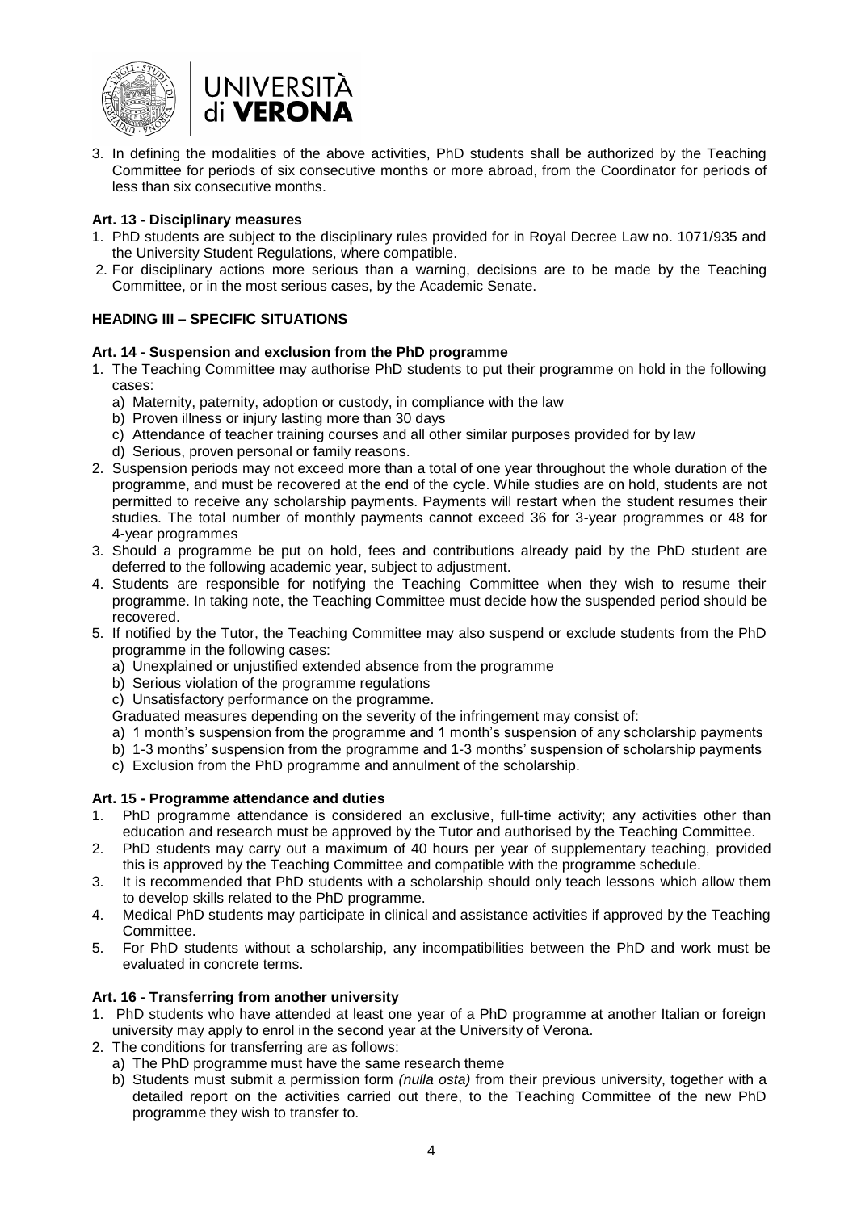3. In defining the modalities of the above activities, PhD students shall be authorized by the Teaching Committee for periods of six consecutive months or more abroad, from the Coordinator for periods of less than six consecutive months.

**Art. 13 - Disciplinary measures**

1. PhD students are subject to the disciplinary rules provided for in Royal Decree Law no. 1071/935 and the University Student Regulations, where compatible.
2. For disciplinary actions more serious than a warning, decisions are to be made by the Teaching Committee, or in the most serious cases, by the Academic Senate.

**HEADING III – SPECIFIC SITUATIONS**

**Art. 14 - Suspension and exclusion from the PhD programme**

1. The Teaching Committee may authorise PhD students to put their programme on hold in the following cases:
   a) Maternity, paternity, adoption or custody, in compliance with the law
   b) Proven illness or injury lasting more than 30 days
   c) Attendance of teacher training courses and all other similar purposes provided for by law
   d) Serious, proven personal or family reasons.
2. Suspension periods may not exceed more than a total of one year throughout the whole duration of the programme, and must be recovered at the end of the cycle. While studies are on hold, students are not permitted to receive any scholarship payments. Payments will restart when the student resumes their studies. The total number of monthly payments cannot exceed 36 for 3-year programmes or 48 for 4-year programmes
3. Should a programme be put on hold, fees and contributions already paid by the PhD student are deferred to the following academic year, subject to adjustment.
4. Students are responsible for notifying the Teaching Committee when they wish to resume their programme. In taking note, the Teaching Committee must decide how the suspended period should be recovered.
5. If notified by the Tutor, the Teaching Committee may also suspend or exclude students from the PhD programme in the following cases:
   a) Unexplained or unjustified extended absence from the programme
   b) Serious violation of the programme regulations
   c) Unsatisfactory performance on the programme.

   Graduated measures depending on the severity of the infringement may consist of:
   a) 1 month's suspension from the programme and 1 month's suspension of any scholarship payments
   b) 1-3 months' suspension from the programme and 1-3 months' suspension of scholarship payments
   c) Exclusion from the PhD programme and annulment of the scholarship.

**Art. 15 - Programme attendance and duties**

1. PhD programme attendance is considered an exclusive, full-time activity; any activities other than education and research must be approved by the Tutor and authorised by the Teaching Committee.
2. PhD students may carry out a maximum of 40 hours per year of supplementary teaching, provided this is approved by the Teaching Committee and compatible with the programme schedule.
3. It is recommended that PhD students with a scholarship should only teach lessons which allow them to develop skills related to the PhD programme.
4. Medical PhD students may participate in clinical and assistance activities if approved by the Teaching Committee.
5. For PhD students without a scholarship, any incompatibilities between the PhD and work must be evaluated in concrete terms.

**Art. 16 - Transferring from another university**

1. PhD students who have attended at least one year of a PhD programme at another Italian or foreign university may apply to enrol in the second year at the University of Verona.
2. The conditions for transferring are as follows:
   a) The PhD programme must have the same research theme
   b) Students must submit a permission form *(nulla osta)* from their previous university, together with a detailed report on the activities carried out there, to the Teaching Committee of the new PhD programme they wish to transfer to.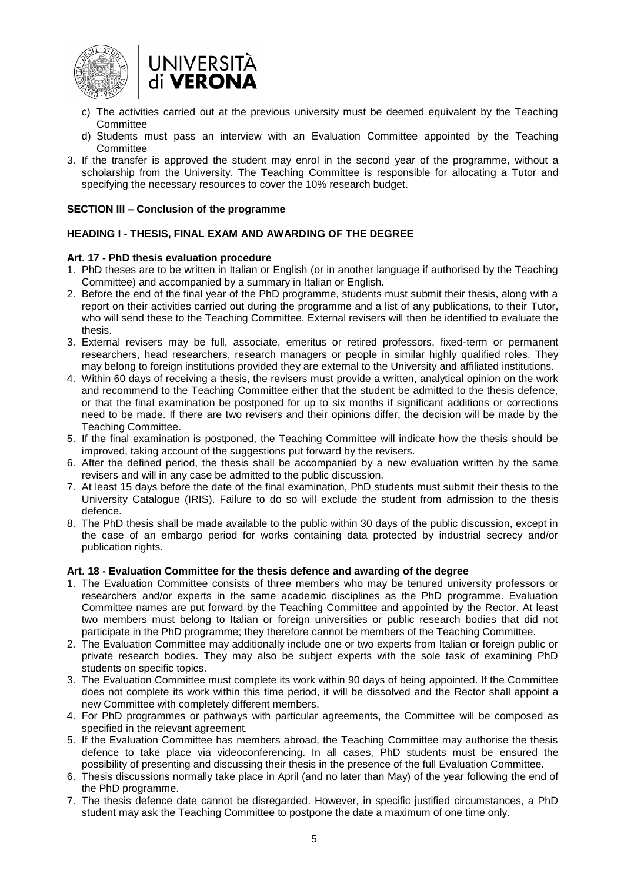c) The activities carried out at the previous university must be deemed equivalent by the Teaching Committee
d) Students must pass an interview with an Evaluation Committee appointed by the Teaching Committee

3. If the transfer is approved the student may enrol in the second year of the programme, without a scholarship from the University. The Teaching Committee is responsible for allocating a Tutor and specifying the necessary resources to cover the 10% research budget.

## SECTION III – Conclusion of the programme

### HEADING I - THESIS, FINAL EXAM AND AWARDING OF THE DEGREE

#### Art. 17 - PhD thesis evaluation procedure

1. PhD theses are to be written in Italian or English (or in another language if authorised by the Teaching Committee) and accompanied by a summary in Italian or English.
2. Before the end of the final year of the PhD programme, students must submit their thesis, along with a report on their activities carried out during the programme and a list of any publications, to their Tutor, who will send these to the Teaching Committee. External revisers will then be identified to evaluate the thesis.
3. External revisers may be full, associate, emeritus or retired professors, fixed-term or permanent researchers, head researchers, research managers or people in similar highly qualified roles. They may belong to foreign institutions provided they are external to the University and affiliated institutions.
4. Within 60 days of receiving a thesis, the revisers must provide a written, analytical opinion on the work and recommend to the Teaching Committee either that the student be admitted to the thesis defence, or that the final examination be postponed for up to six months if significant additions or corrections need to be made. If there are two revisers and their opinions differ, the decision will be made by the Teaching Committee.
5. If the final examination is postponed, the Teaching Committee will indicate how the thesis should be improved, taking account of the suggestions put forward by the revisers.
6. After the defined period, the thesis shall be accompanied by a new evaluation written by the same revisers and will in any case be admitted to the public discussion.
7. At least 15 days before the date of the final examination, PhD students must submit their thesis to the University Catalogue (IRIS). Failure to do so will exclude the student from admission to the thesis defence.
8. The PhD thesis shall be made available to the public within 30 days of the public discussion, except in the case of an embargo period for works containing data protected by industrial secrecy and/or publication rights.

#### Art. 18 - Evaluation Committee for the thesis defence and awarding of the degree

1. The Evaluation Committee consists of three members who may be tenured university professors or researchers and/or experts in the same academic disciplines as the PhD programme. Evaluation Committee names are put forward by the Teaching Committee and appointed by the Rector. At least two members must belong to Italian or foreign universities or public research bodies that did not participate in the PhD programme; they therefore cannot be members of the Teaching Committee.
2. The Evaluation Committee may additionally include one or two experts from Italian or foreign public or private research bodies. They may also be subject experts with the sole task of examining PhD students on specific topics.
3. The Evaluation Committee must complete its work within 90 days of being appointed. If the Committee does not complete its work within this time period, it will be dissolved and the Rector shall appoint a new Committee with completely different members.
4. For PhD programmes or pathways with particular agreements, the Committee will be composed as specified in the relevant agreement.
5. If the Evaluation Committee has members abroad, the Teaching Committee may authorise the thesis defence to take place via videoconferencing. In all cases, PhD students must be ensured the possibility of presenting and discussing their thesis in the presence of the full Evaluation Committee.
6. Thesis discussions normally take place in April (and no later than May) of the year following the end of the PhD programme.
7. The thesis defence date cannot be disregarded. However, in specific justified circumstances, a PhD student may ask the Teaching Committee to postpone the date a maximum of one time only.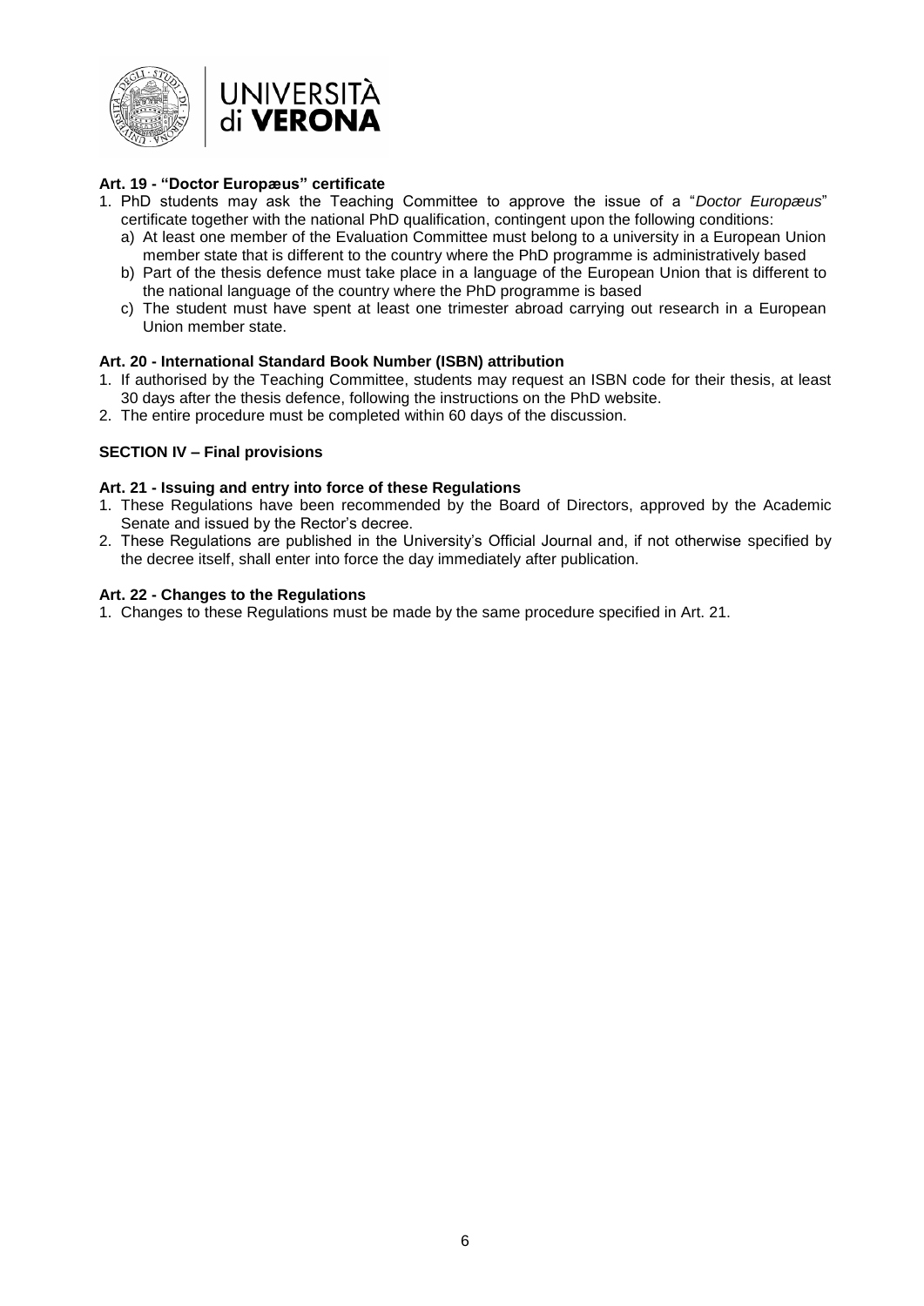**Art. 19 - "Doctor Europæus" certificate**

1. PhD students may ask the Teaching Committee to approve the issue of a "*Doctor Europæus*" certificate together with the national PhD qualification, contingent upon the following conditions:
   a) At least one member of the Evaluation Committee must belong to a university in a European Union member state that is different to the country where the PhD programme is administratively based
   b) Part of the thesis defence must take place in a language of the European Union that is different to the national language of the country where the PhD programme is based
   c) The student must have spent at least one trimester abroad carrying out research in a European Union member state.

**Art. 20 - International Standard Book Number (ISBN) attribution**

1. If authorised by the Teaching Committee, students may request an ISBN code for their thesis, at least 30 days after the thesis defence, following the instructions on the PhD website.
2. The entire procedure must be completed within 60 days of the discussion.

**SECTION IV – Final provisions**

**Art. 21 - Issuing and entry into force of these Regulations**

1. These Regulations have been recommended by the Board of Directors, approved by the Academic Senate and issued by the Rector's decree.
2. These Regulations are published in the University's Official Journal and, if not otherwise specified by the decree itself, shall enter into force the day immediately after publication.

**Art. 22 - Changes to the Regulations**

1. Changes to these Regulations must be made by the same procedure specified in Art. 21.